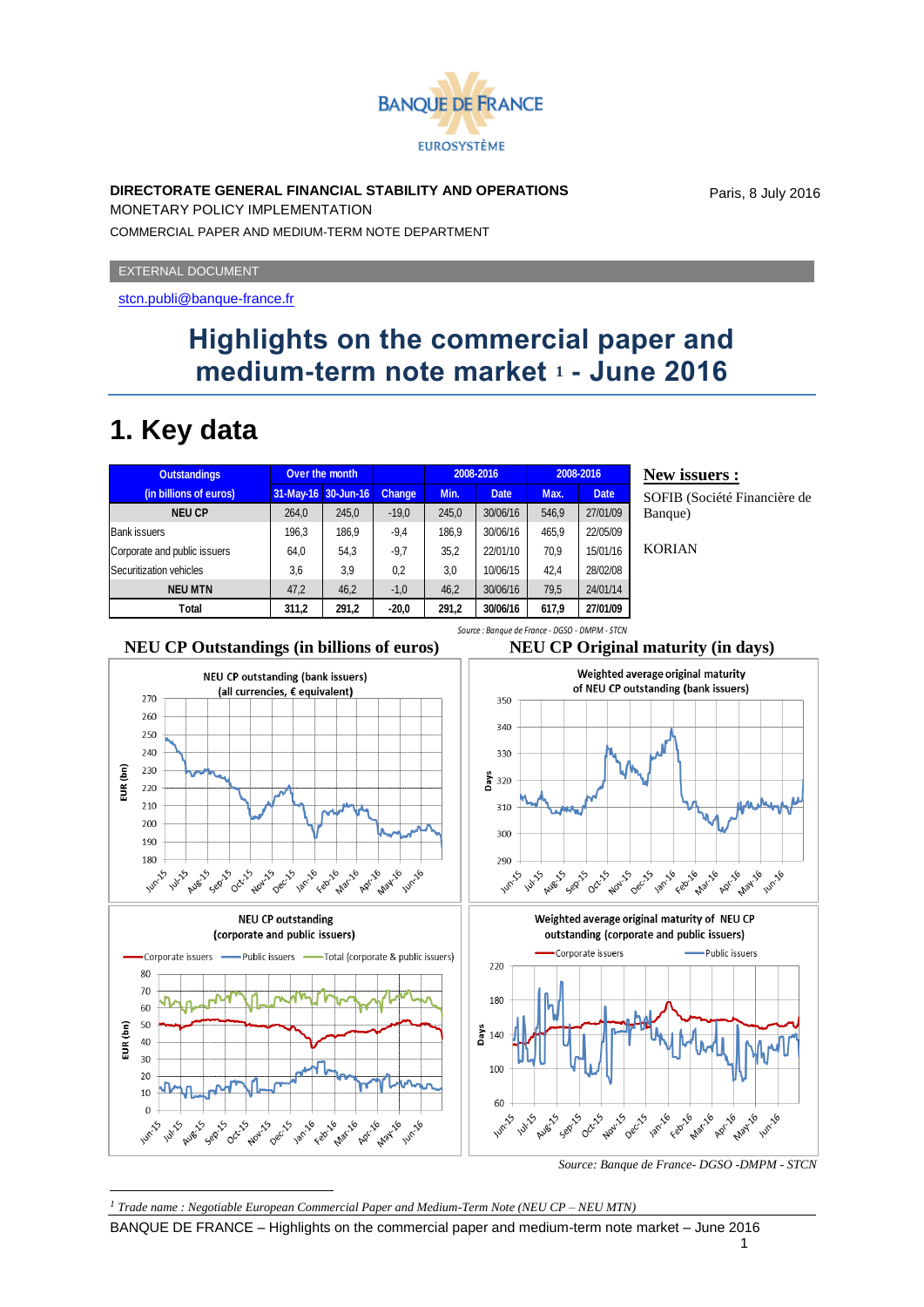BANQUE DE FRANCE
EUROSYSTÈME

**DIRECTORATE GENERAL FINANCIAL STABILITY AND OPERATIONS**
MONETARY POLICY IMPLEMENTATION
COMMERCIAL PAPER AND MEDIUM-TERM NOTE DEPARTMENT

Paris, 8 July 2016

EXTERNAL DOCUMENT

stcn.publi@banque-france.fr

# Highlights on the commercial paper and medium-term note market [1] - June 2016

## 1. Key data

| Outstandings (in billions of euros) | Over the month | | Change | 2008-2016 | | 2008-2016 | |
|---|---|---|---|---|---|---|---|
| | 31-May-16 | 30-Jun-16 | | Min. | Date | Max. | Date |
| **NEU CP** | 264,0 | 245,0 | -19,0 | 245,0 | 30/06/16 | 546,9 | 27/01/09 |
| Bank issuers | 196,3 | 186,9 | -9,4 | 186,9 | 30/06/16 | 465,9 | 22/05/09 |
| Corporate and public issuers | 64,0 | 54,3 | -9,7 | 35,2 | 22/01/10 | 70,9 | 15/01/16 |
| Securitization vehicles | 3,6 | 3,9 | 0,2 | 3,0 | 10/06/15 | 42,4 | 28/02/08 |
| **NEU MTN** | 47,2 | 46,2 | -1,0 | 46,2 | 30/06/16 | 79,5 | 24/01/14 |
| **Total** | **311,2** | **291,2** | **-20,0** | **291,2** | **30/06/16** | **617,9** | **27/01/09** |

*Source : Banque de France - DGSO - DMPM - STCN*

**New issuers :**

SOFIB (Société Financière de Banque)

KORIAN

### NEU CP Outstandings (in billions of euros)

NEU CP outstanding (bank issuers)
(all currencies, € equivalent)
EUR (bn)
270, 260, 250, 240, 230, 220, 210, 200, 190, 180
Jun-15, Jul-15, Aug-15, Sep-15, Oct-15, Nov-15, Dec-15, Jan-16, Feb-16, Mar-16, Apr-16, May-16, Jun-16

NEU CP outstanding
(corporate and public issuers)
Corporate issuers — Public issuers — Total (corporate & public issuers)
EUR (bn)
80, 70, 60, 50, 40, 30, 20, 10, 0
Jun-15, Jul-15, Aug-15, Sep-15, Oct-15, Nov-15, Dec-15, Jan-16, Feb-16, Mar-16, Apr-16, May-16, Jun-16

### NEU CP Original maturity (in days)

Weighted average original maturity
of NEU CP outstanding (bank issuers)
Days
350, 340, 330, 320, 310, 300, 290
Jun-15, Jul-15, Aug-15, Sep-15, Oct-15, Nov-15, Dec-15, Jan-16, Feb-16, Mar-16, Apr-16, May-16, Jun-16

Weighted average original maturity of NEU CP
outstanding (corporate and public issuers)
Corporate issuers — Public issuers
Days
220, 180, 140, 100, 60
Jun-15, Jul-15, Aug-15, Sep-15, Oct-15, Nov-15, Dec-15, Jan-16, Feb-16, Mar-16, Apr-16, May-16, Jun-16

*Source: Banque de France- DGSO -DMPM - STCN*

[1] *Trade name : Negotiable European Commercial Paper and Medium-Term Note (NEU CP – NEU MTN)*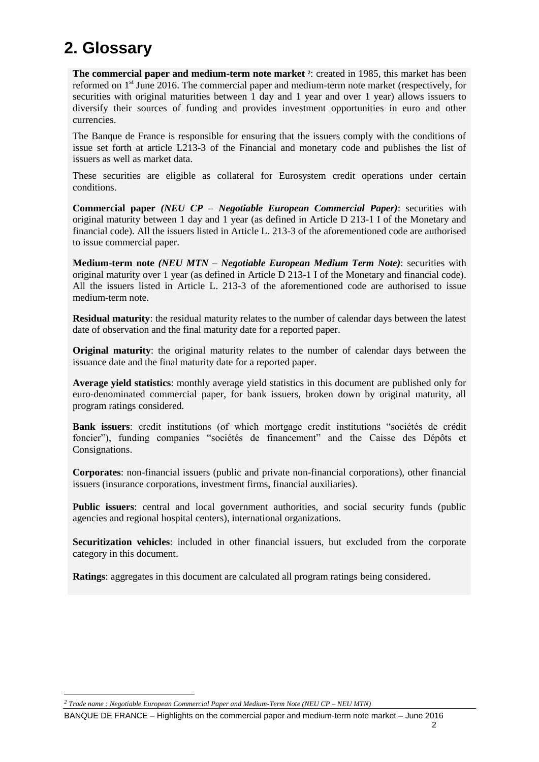## 2. Glossary

**The commercial paper and medium-term note market** [2]: created in 1985, this market has been reformed on 1st June 2016. The commercial paper and medium-term note market (respectively, for securities with original maturities between 1 day and 1 year and over 1 year) allows issuers to diversify their sources of funding and provides investment opportunities in euro and other currencies.

The Banque de France is responsible for ensuring that the issuers comply with the conditions of issue set forth at article L213-3 of the Financial and monetary code and publishes the list of issuers as well as market data.

These securities are eligible as collateral for Eurosystem credit operations under certain conditions.

**Commercial paper** ***(NEU CP – Negotiable European Commercial Paper)***: securities with original maturity between 1 day and 1 year (as defined in Article D 213-1 I of the Monetary and financial code). All the issuers listed in Article L. 213-3 of the aforementioned code are authorised to issue commercial paper.

**Medium-term note** ***(NEU MTN – Negotiable European Medium Term Note)***: securities with original maturity over 1 year (as defined in Article D 213-1 I of the Monetary and financial code). All the issuers listed in Article L. 213-3 of the aforementioned code are authorised to issue medium-term note.

**Residual maturity**: the residual maturity relates to the number of calendar days between the latest date of observation and the final maturity date for a reported paper.

**Original maturity**: the original maturity relates to the number of calendar days between the issuance date and the final maturity date for a reported paper.

**Average yield statistics**: monthly average yield statistics in this document are published only for euro-denominated commercial paper, for bank issuers, broken down by original maturity, all program ratings considered.

**Bank issuers**: credit institutions (of which mortgage credit institutions "sociétés de crédit foncier"), funding companies "sociétés de financement" and the Caisse des Dépôts et Consignations.

**Corporates**: non-financial issuers (public and private non-financial corporations), other financial issuers (insurance corporations, investment firms, financial auxiliaries).

**Public issuers**: central and local government authorities, and social security funds (public agencies and regional hospital centers), international organizations.

**Securitization vehicles**: included in other financial issuers, but excluded from the corporate category in this document.

**Ratings**: aggregates in this document are calculated all program ratings being considered.

[2] *Trade name : Negotiable European Commercial Paper and Medium-Term Note (NEU CP – NEU MTN)*